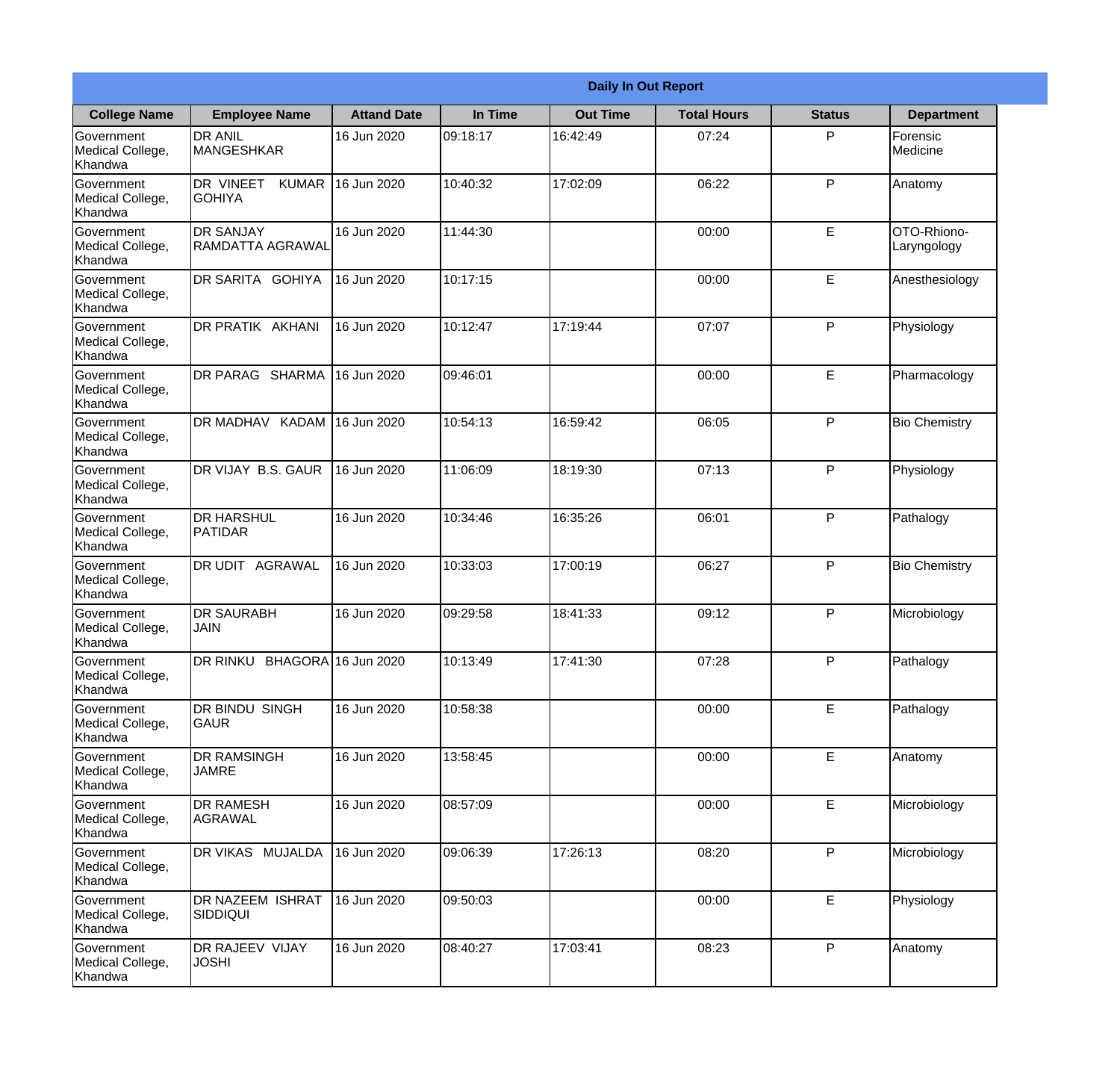| Daily In Out Report | | | | | | | |
|---|---|---|---|---|---|---|---|
| **College Name** | **Employee Name** | **Attand Date** | **In Time** | **Out Time** | **Total Hours** | **Status** | **Department** |
| Government Medical College, Khandwa | DR ANIL MANGESHKAR | 16 Jun 2020 | 09:18:17 | 16:42:49 | 07:24 | P | Forensic Medicine |
| Government Medical College, Khandwa | DR VINEET KUMAR GOHIYA | 16 Jun 2020 | 10:40:32 | 17:02:09 | 06:22 | P | Anatomy |
| Government Medical College, Khandwa | DR SANJAY RAMDATTA AGRAWAL | 16 Jun 2020 | 11:44:30 | | 00:00 | E | OTO-Rhiono-Laryngology |
| Government Medical College, Khandwa | DR SARITA GOHIYA | 16 Jun 2020 | 10:17:15 | | 00:00 | E | Anesthesiology |
| Government Medical College, Khandwa | DR PRATIK AKHANI | 16 Jun 2020 | 10:12:47 | 17:19:44 | 07:07 | P | Physiology |
| Government Medical College, Khandwa | DR PARAG SHARMA | 16 Jun 2020 | 09:46:01 | | 00:00 | E | Pharmacology |
| Government Medical College, Khandwa | DR MADHAV KADAM | 16 Jun 2020 | 10:54:13 | 16:59:42 | 06:05 | P | Bio Chemistry |
| Government Medical College, Khandwa | DR VIJAY B.S. GAUR | 16 Jun 2020 | 11:06:09 | 18:19:30 | 07:13 | P | Physiology |
| Government Medical College, Khandwa | DR HARSHUL PATIDAR | 16 Jun 2020 | 10:34:46 | 16:35:26 | 06:01 | P | Pathalogy |
| Government Medical College, Khandwa | DR UDIT AGRAWAL | 16 Jun 2020 | 10:33:03 | 17:00:19 | 06:27 | P | Bio Chemistry |
| Government Medical College, Khandwa | DR SAURABH JAIN | 16 Jun 2020 | 09:29:58 | 18:41:33 | 09:12 | P | Microbiology |
| Government Medical College, Khandwa | DR RINKU BHAGORA | 16 Jun 2020 | 10:13:49 | 17:41:30 | 07:28 | P | Pathalogy |
| Government Medical College, Khandwa | DR BINDU SINGH GAUR | 16 Jun 2020 | 10:58:38 | | 00:00 | E | Pathalogy |
| Government Medical College, Khandwa | DR RAMSINGH JAMRE | 16 Jun 2020 | 13:58:45 | | 00:00 | E | Anatomy |
| Government Medical College, Khandwa | DR RAMESH AGRAWAL | 16 Jun 2020 | 08:57:09 | | 00:00 | E | Microbiology |
| Government Medical College, Khandwa | DR VIKAS MUJALDA | 16 Jun 2020 | 09:06:39 | 17:26:13 | 08:20 | P | Microbiology |
| Government Medical College, Khandwa | DR NAZEEM ISHRAT SIDDIQUI | 16 Jun 2020 | 09:50:03 | | 00:00 | E | Physiology |
| Government Medical College, Khandwa | DR RAJEEV VIJAY JOSHI | 16 Jun 2020 | 08:40:27 | 17:03:41 | 08:23 | P | Anatomy |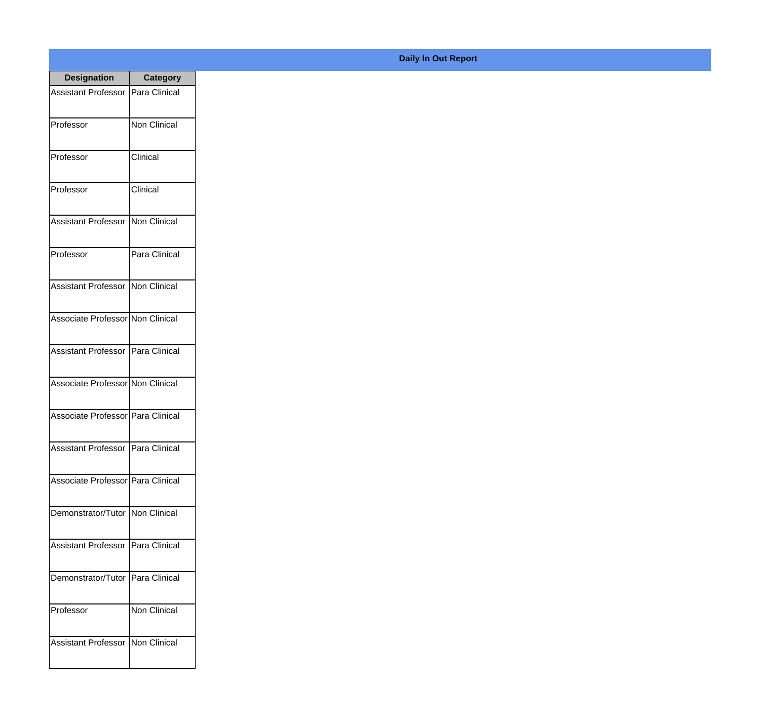## Daily In Out Report

| Designation | Category |
| --- | --- |
| Assistant Professor | Para Clinical |
| Professor | Non Clinical |
| Professor | Clinical |
| Professor | Clinical |
| Assistant Professor | Non Clinical |
| Professor | Para Clinical |
| Assistant Professor | Non Clinical |
| Associate Professor | Non Clinical |
| Assistant Professor | Para Clinical |
| Associate Professor | Non Clinical |
| Associate Professor | Para Clinical |
| Assistant Professor | Para Clinical |
| Associate Professor | Para Clinical |
| Demonstrator/Tutor | Non Clinical |
| Assistant Professor | Para Clinical |
| Demonstrator/Tutor | Para Clinical |
| Professor | Non Clinical |
| Assistant Professor | Non Clinical |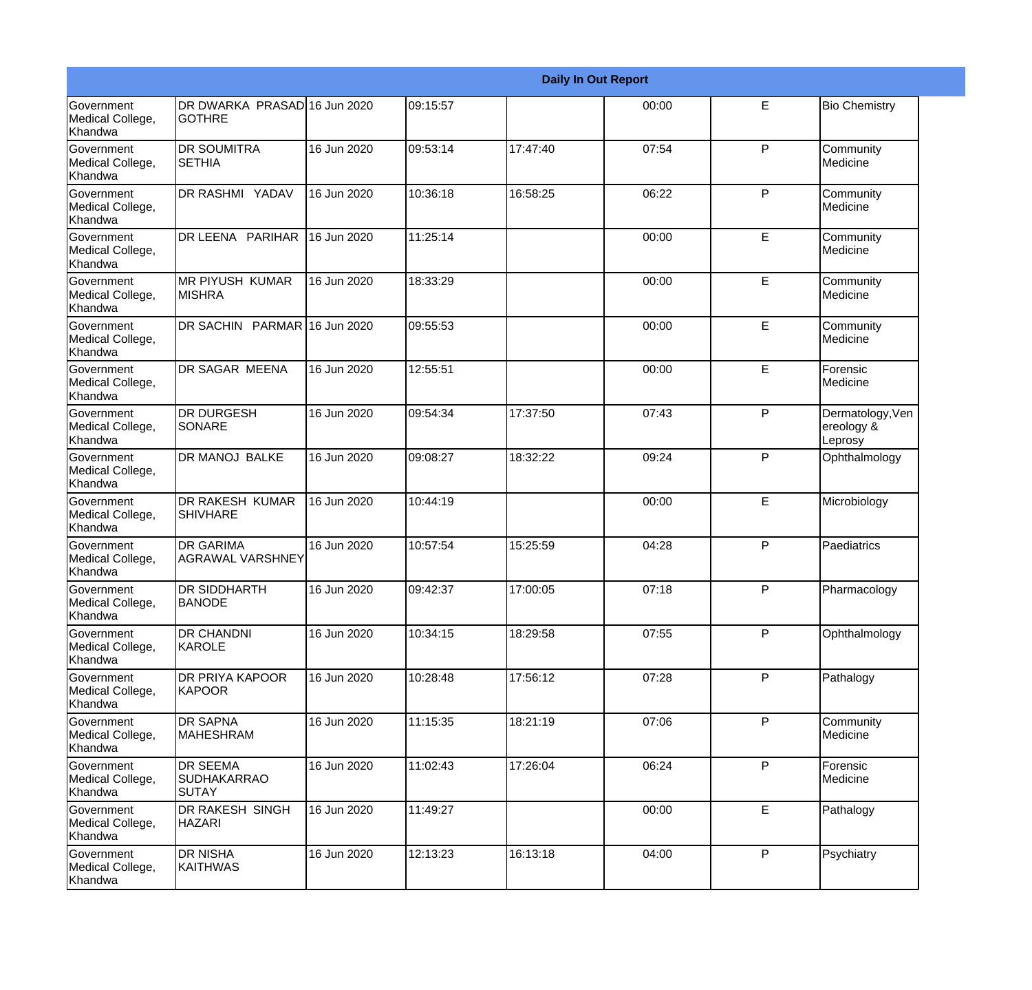| Daily In Out Report | | | | | | | |
|---|---|---|---|---|---|---|---|
| Government Medical College, Khandwa | DR DWARKA PRASAD GOTHRE | 16 Jun 2020 | 09:15:57 | | 00:00 | E | Bio Chemistry |
| Government Medical College, Khandwa | DR SOUMITRA SETHIA | 16 Jun 2020 | 09:53:14 | 17:47:40 | 07:54 | P | Community Medicine |
| Government Medical College, Khandwa | DR RASHMI YADAV | 16 Jun 2020 | 10:36:18 | 16:58:25 | 06:22 | P | Community Medicine |
| Government Medical College, Khandwa | DR LEENA PARIHAR | 16 Jun 2020 | 11:25:14 | | 00:00 | E | Community Medicine |
| Government Medical College, Khandwa | MR PIYUSH KUMAR MISHRA | 16 Jun 2020 | 18:33:29 | | 00:00 | E | Community Medicine |
| Government Medical College, Khandwa | DR SACHIN PARMAR | 16 Jun 2020 | 09:55:53 | | 00:00 | E | Community Medicine |
| Government Medical College, Khandwa | DR SAGAR MEENA | 16 Jun 2020 | 12:55:51 | | 00:00 | E | Forensic Medicine |
| Government Medical College, Khandwa | DR DURGESH SONARE | 16 Jun 2020 | 09:54:34 | 17:37:50 | 07:43 | P | Dermatology,Venereology & Leprosy |
| Government Medical College, Khandwa | DR MANOJ BALKE | 16 Jun 2020 | 09:08:27 | 18:32:22 | 09:24 | P | Ophthalmology |
| Government Medical College, Khandwa | DR RAKESH KUMAR SHIVHARE | 16 Jun 2020 | 10:44:19 | | 00:00 | E | Microbiology |
| Government Medical College, Khandwa | DR GARIMA AGRAWAL VARSHNEY | 16 Jun 2020 | 10:57:54 | 15:25:59 | 04:28 | P | Paediatrics |
| Government Medical College, Khandwa | DR SIDDHARTH BANODE | 16 Jun 2020 | 09:42:37 | 17:00:05 | 07:18 | P | Pharmacology |
| Government Medical College, Khandwa | DR CHANDNI KAROLE | 16 Jun 2020 | 10:34:15 | 18:29:58 | 07:55 | P | Ophthalmology |
| Government Medical College, Khandwa | DR PRIYA KAPOOR KAPOOR | 16 Jun 2020 | 10:28:48 | 17:56:12 | 07:28 | P | Pathalogy |
| Government Medical College, Khandwa | DR SAPNA MAHESHRAM | 16 Jun 2020 | 11:15:35 | 18:21:19 | 07:06 | P | Community Medicine |
| Government Medical College, Khandwa | DR SEEMA SUDHAKARRAO SUTAY | 16 Jun 2020 | 11:02:43 | 17:26:04 | 06:24 | P | Forensic Medicine |
| Government Medical College, Khandwa | DR RAKESH SINGH HAZARI | 16 Jun 2020 | 11:49:27 | | 00:00 | E | Pathalogy |
| Government Medical College, Khandwa | DR NISHA KAITHWAS | 16 Jun 2020 | 12:13:23 | 16:13:18 | 04:00 | P | Psychiatry |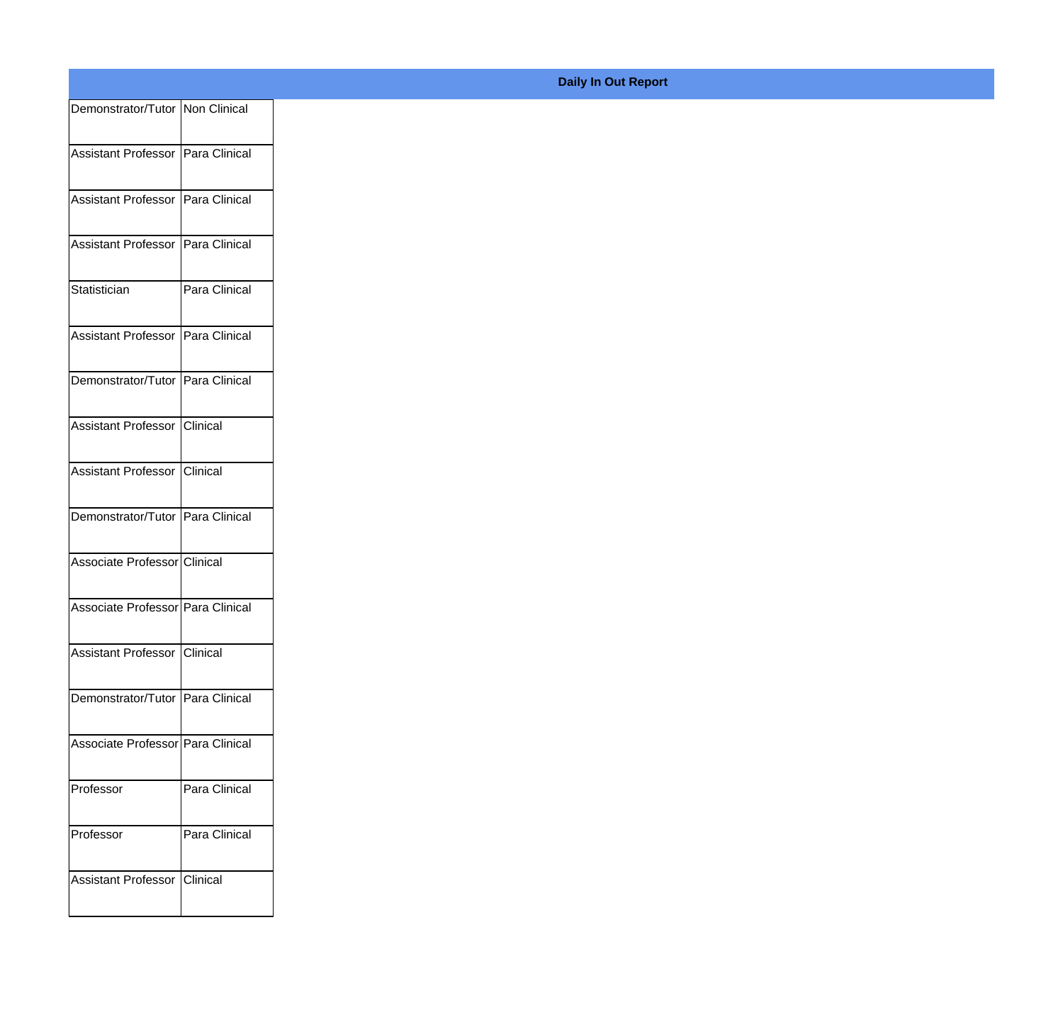**Daily In Out Report**

| | |
|---|---|
| Demonstrator/Tutor | Non Clinical |
| Assistant Professor | Para Clinical |
| Assistant Professor | Para Clinical |
| Assistant Professor | Para Clinical |
| Statistician | Para Clinical |
| Assistant Professor | Para Clinical |
| Demonstrator/Tutor | Para Clinical |
| Assistant Professor | Clinical |
| Assistant Professor | Clinical |
| Demonstrator/Tutor | Para Clinical |
| Associate Professor | Clinical |
| Associate Professor | Para Clinical |
| Assistant Professor | Clinical |
| Demonstrator/Tutor | Para Clinical |
| Associate Professor | Para Clinical |
| Professor | Para Clinical |
| Professor | Para Clinical |
| Assistant Professor | Clinical |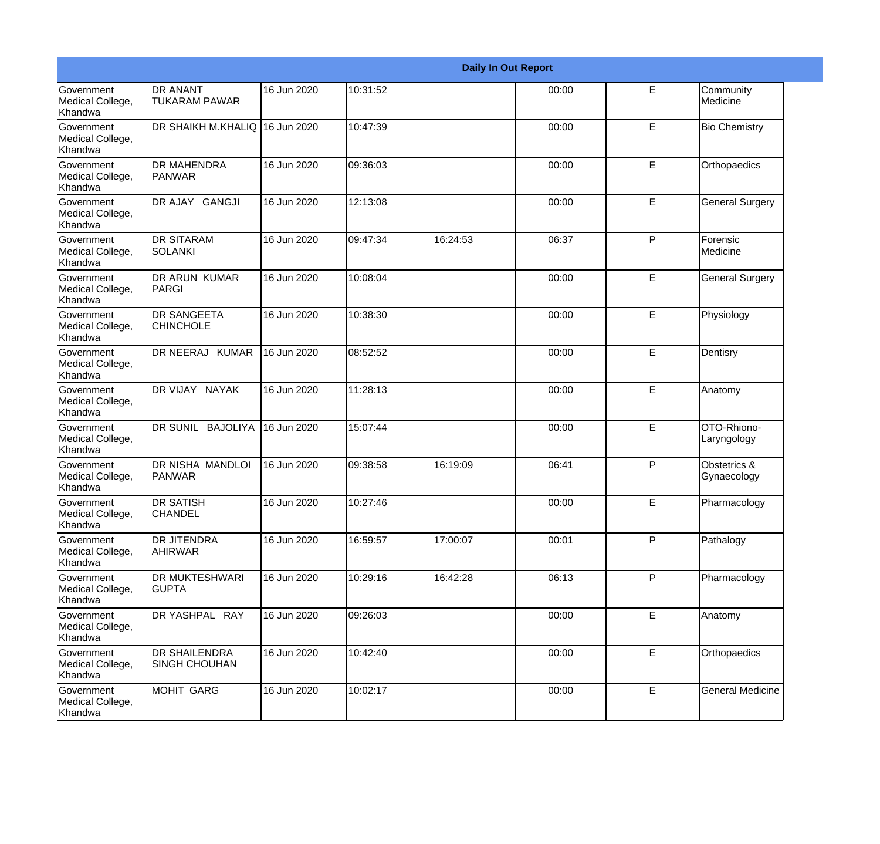| Daily In Out Report | | | | | | | |
|---|---|---|---|---|---|---|---|
| Government Medical College, Khandwa | DR ANANT TUKARAM PAWAR | 16 Jun 2020 | 10:31:52 | | 00:00 | E | Community Medicine |
| Government Medical College, Khandwa | DR SHAIKH M.KHALIQ | 16 Jun 2020 | 10:47:39 | | 00:00 | E | Bio Chemistry |
| Government Medical College, Khandwa | DR MAHENDRA PANWAR | 16 Jun 2020 | 09:36:03 | | 00:00 | E | Orthopaedics |
| Government Medical College, Khandwa | DR AJAY GANGJI | 16 Jun 2020 | 12:13:08 | | 00:00 | E | General Surgery |
| Government Medical College, Khandwa | DR SITARAM SOLANKI | 16 Jun 2020 | 09:47:34 | 16:24:53 | 06:37 | P | Forensic Medicine |
| Government Medical College, Khandwa | DR ARUN KUMAR PARGI | 16 Jun 2020 | 10:08:04 | | 00:00 | E | General Surgery |
| Government Medical College, Khandwa | DR SANGEETA CHINCHOLE | 16 Jun 2020 | 10:38:30 | | 00:00 | E | Physiology |
| Government Medical College, Khandwa | DR NEERAJ KUMAR | 16 Jun 2020 | 08:52:52 | | 00:00 | E | Dentisry |
| Government Medical College, Khandwa | DR VIJAY NAYAK | 16 Jun 2020 | 11:28:13 | | 00:00 | E | Anatomy |
| Government Medical College, Khandwa | DR SUNIL BAJOLIYA | 16 Jun 2020 | 15:07:44 | | 00:00 | E | OTO-Rhiono-Laryngology |
| Government Medical College, Khandwa | DR NISHA MANDLOI PANWAR | 16 Jun 2020 | 09:38:58 | 16:19:09 | 06:41 | P | Obstetrics & Gynaecology |
| Government Medical College, Khandwa | DR SATISH CHANDEL | 16 Jun 2020 | 10:27:46 | | 00:00 | E | Pharmacology |
| Government Medical College, Khandwa | DR JITENDRA AHIRWAR | 16 Jun 2020 | 16:59:57 | 17:00:07 | 00:01 | P | Pathalogy |
| Government Medical College, Khandwa | DR MUKTESHWARI GUPTA | 16 Jun 2020 | 10:29:16 | 16:42:28 | 06:13 | P | Pharmacology |
| Government Medical College, Khandwa | DR YASHPAL RAY | 16 Jun 2020 | 09:26:03 | | 00:00 | E | Anatomy |
| Government Medical College, Khandwa | DR SHAILENDRA SINGH CHOUHAN | 16 Jun 2020 | 10:42:40 | | 00:00 | E | Orthopaedics |
| Government Medical College, Khandwa | MOHIT GARG | 16 Jun 2020 | 10:02:17 | | 00:00 | E | General Medicine |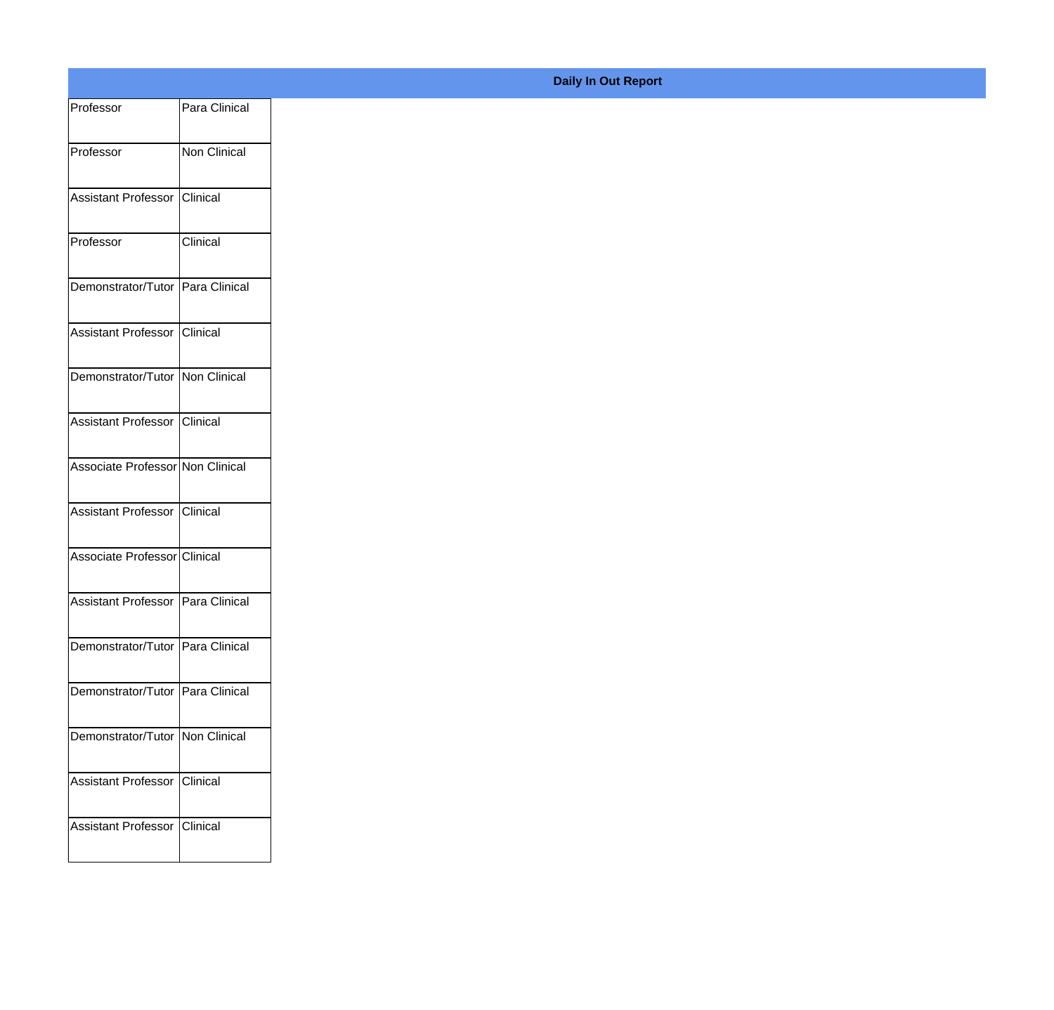**Daily In Out Report**

| | |
|---|---|
| Professor | Para Clinical |
| Professor | Non Clinical |
| Assistant Professor | Clinical |
| Professor | Clinical |
| Demonstrator/Tutor | Para Clinical |
| Assistant Professor | Clinical |
| Demonstrator/Tutor | Non Clinical |
| Assistant Professor | Clinical |
| Associate Professor | Non Clinical |
| Assistant Professor | Clinical |
| Associate Professor | Clinical |
| Assistant Professor | Para Clinical |
| Demonstrator/Tutor | Para Clinical |
| Demonstrator/Tutor | Para Clinical |
| Demonstrator/Tutor | Non Clinical |
| Assistant Professor | Clinical |
| Assistant Professor | Clinical |